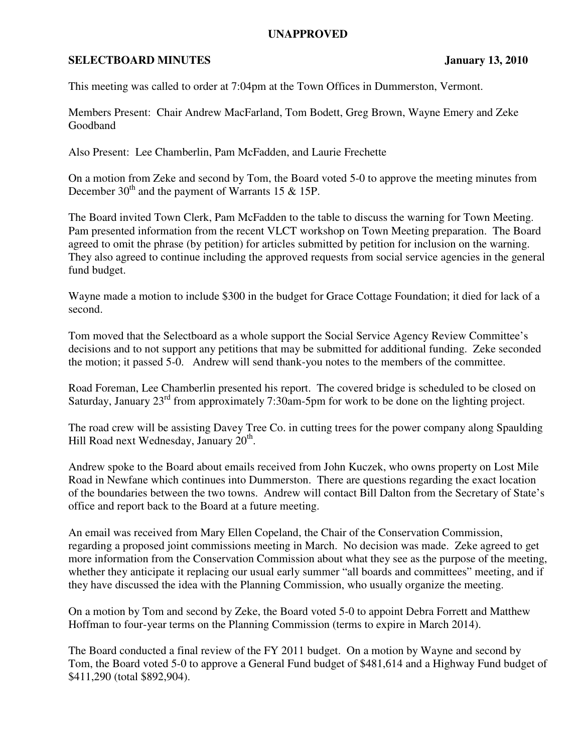**UNAPPROVED**

**SELECTBOARD MINUTES** **January 13, 2010**

This meeting was called to order at 7:04pm at the Town Offices in Dummerston, Vermont.

Members Present: Chair Andrew MacFarland, Tom Bodett, Greg Brown, Wayne Emery and Zeke Goodband

Also Present: Lee Chamberlin, Pam McFadden, and Laurie Frechette

On a motion from Zeke and second by Tom, the Board voted 5-0 to approve the meeting minutes from December 30th and the payment of Warrants 15 & 15P.

The Board invited Town Clerk, Pam McFadden to the table to discuss the warning for Town Meeting. Pam presented information from the recent VLCT workshop on Town Meeting preparation. The Board agreed to omit the phrase (by petition) for articles submitted by petition for inclusion on the warning. They also agreed to continue including the approved requests from social service agencies in the general fund budget.

Wayne made a motion to include $300 in the budget for Grace Cottage Foundation; it died for lack of a second.

Tom moved that the Selectboard as a whole support the Social Service Agency Review Committee's decisions and to not support any petitions that may be submitted for additional funding. Zeke seconded the motion; it passed 5-0. Andrew will send thank-you notes to the members of the committee.

Road Foreman, Lee Chamberlin presented his report. The covered bridge is scheduled to be closed on Saturday, January 23rd from approximately 7:30am-5pm for work to be done on the lighting project.

The road crew will be assisting Davey Tree Co. in cutting trees for the power company along Spaulding Hill Road next Wednesday, January 20th.

Andrew spoke to the Board about emails received from John Kuczek, who owns property on Lost Mile Road in Newfane which continues into Dummerston. There are questions regarding the exact location of the boundaries between the two towns. Andrew will contact Bill Dalton from the Secretary of State's office and report back to the Board at a future meeting.

An email was received from Mary Ellen Copeland, the Chair of the Conservation Commission, regarding a proposed joint commissions meeting in March. No decision was made. Zeke agreed to get more information from the Conservation Commission about what they see as the purpose of the meeting, whether they anticipate it replacing our usual early summer "all boards and committees" meeting, and if they have discussed the idea with the Planning Commission, who usually organize the meeting.

On a motion by Tom and second by Zeke, the Board voted 5-0 to appoint Debra Forrett and Matthew Hoffman to four-year terms on the Planning Commission (terms to expire in March 2014).

The Board conducted a final review of the FY 2011 budget. On a motion by Wayne and second by Tom, the Board voted 5-0 to approve a General Fund budget of $481,614 and a Highway Fund budget of $411,290 (total $892,904).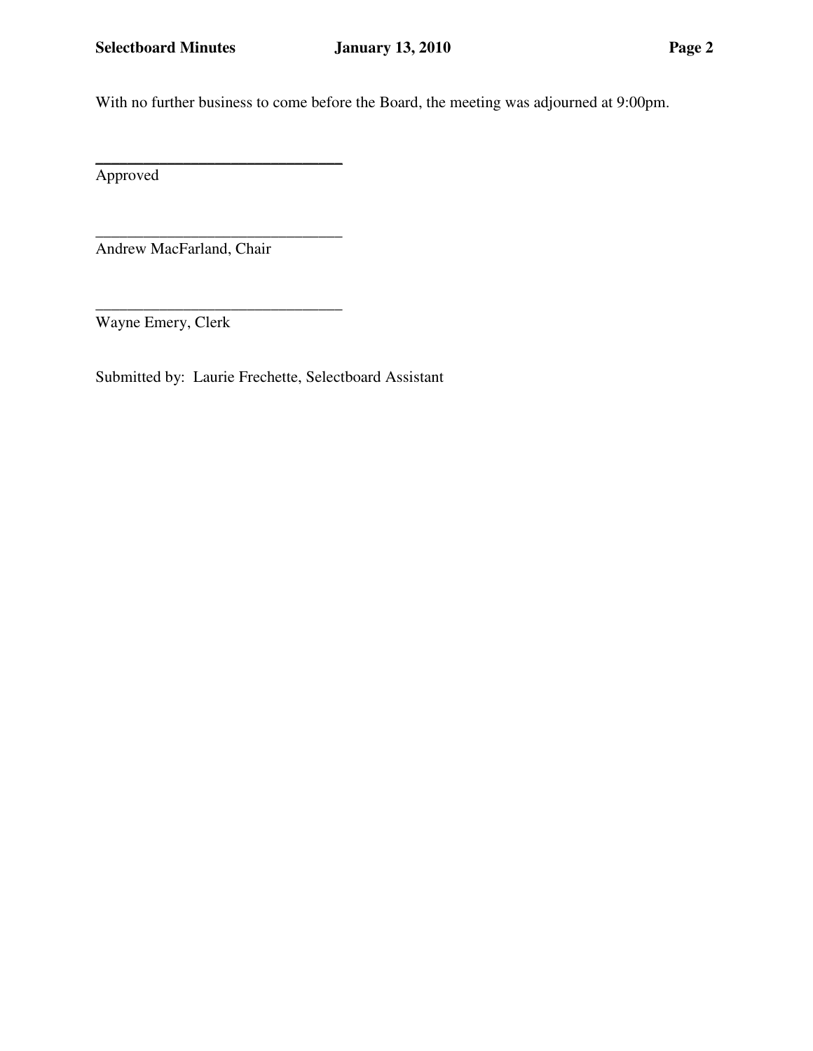With no further business to come before the Board, the meeting was adjourned at 9:00pm.

_______________________________
Approved

_______________________________
Andrew MacFarland, Chair

_______________________________
Wayne Emery, Clerk

Submitted by: Laurie Frechette, Selectboard Assistant